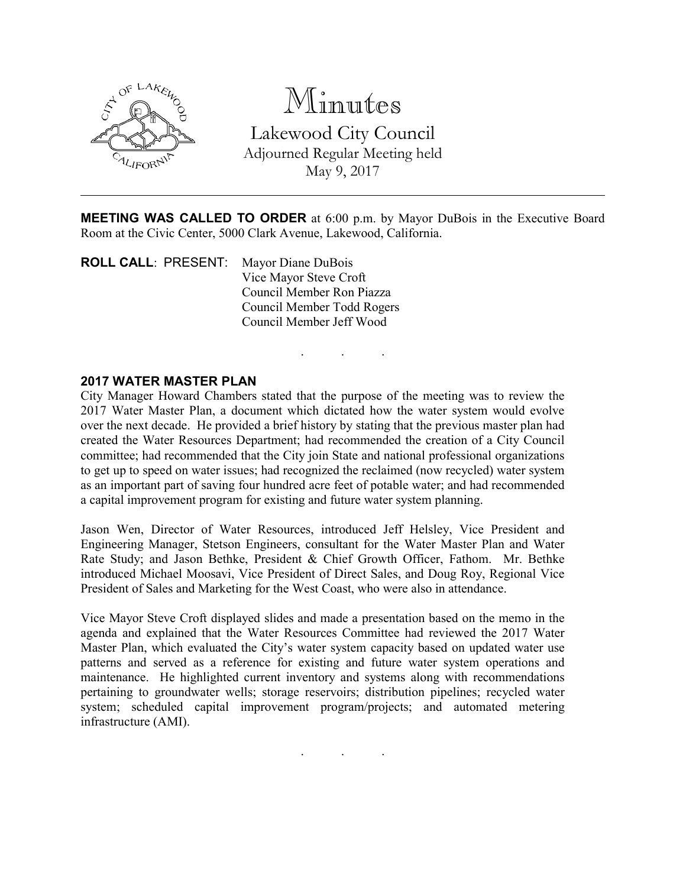# Minutes

## Lakewood City Council

Adjourned Regular Meeting held
May 9, 2017

---

**MEETING WAS CALLED TO ORDER** at 6:00 p.m. by Mayor DuBois in the Executive Board Room at the Civic Center, 5000 Clark Avenue, Lakewood, California.

**ROLL CALL**: PRESENT: Mayor Diane DuBois
Vice Mayor Steve Croft
Council Member Ron Piazza
Council Member Todd Rogers
Council Member Jeff Wood

. . .

**2017 WATER MASTER PLAN**

City Manager Howard Chambers stated that the purpose of the meeting was to review the 2017 Water Master Plan, a document which dictated how the water system would evolve over the next decade. He provided a brief history by stating that the previous master plan had created the Water Resources Department; had recommended the creation of a City Council committee; had recommended that the City join State and national professional organizations to get up to speed on water issues; had recognized the reclaimed (now recycled) water system as an important part of saving four hundred acre feet of potable water; and had recommended a capital improvement program for existing and future water system planning.

Jason Wen, Director of Water Resources, introduced Jeff Helsley, Vice President and Engineering Manager, Stetson Engineers, consultant for the Water Master Plan and Water Rate Study; and Jason Bethke, President & Chief Growth Officer, Fathom. Mr. Bethke introduced Michael Moosavi, Vice President of Direct Sales, and Doug Roy, Regional Vice President of Sales and Marketing for the West Coast, who were also in attendance.

Vice Mayor Steve Croft displayed slides and made a presentation based on the memo in the agenda and explained that the Water Resources Committee had reviewed the 2017 Water Master Plan, which evaluated the City's water system capacity based on updated water use patterns and served as a reference for existing and future water system operations and maintenance. He highlighted current inventory and systems along with recommendations pertaining to groundwater wells; storage reservoirs; distribution pipelines; recycled water system; scheduled capital improvement program/projects; and automated metering infrastructure (AMI).

. . .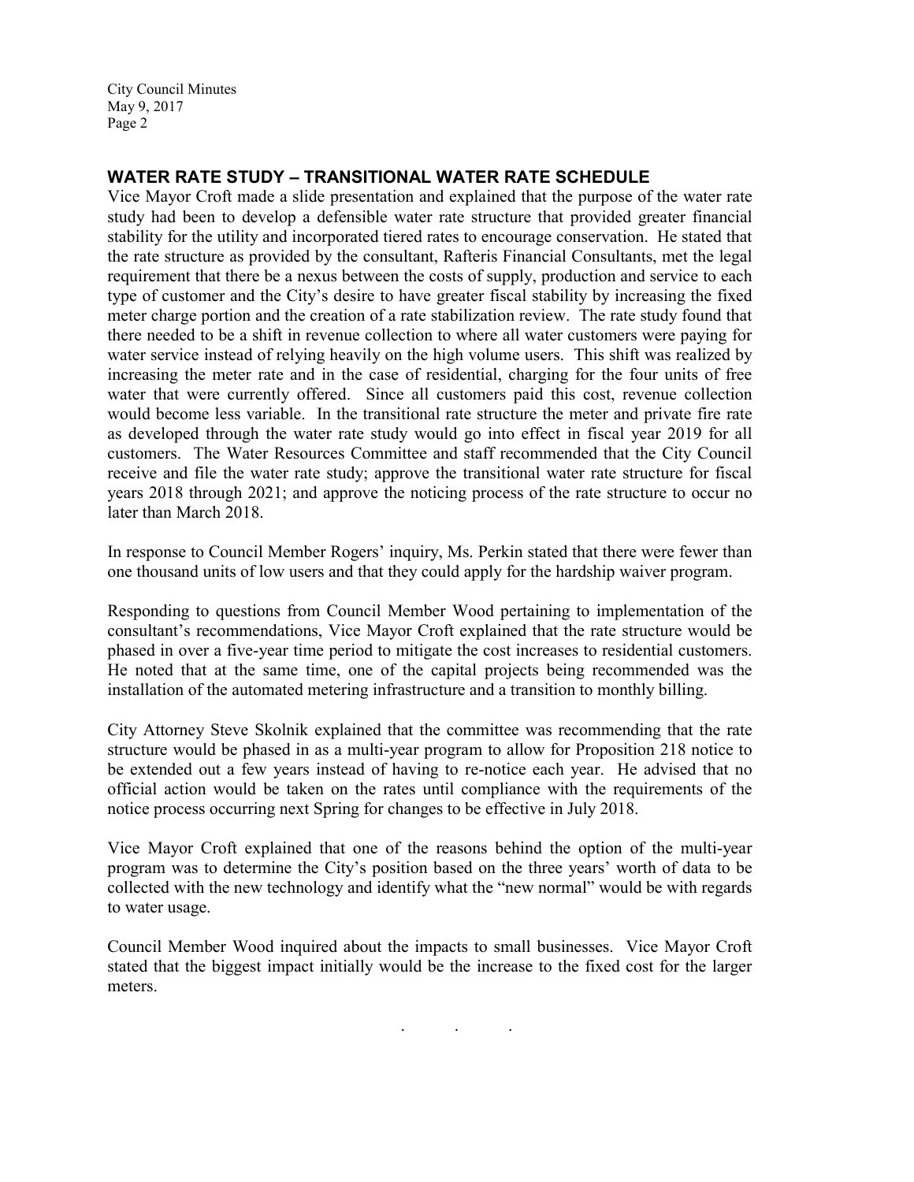## WATER RATE STUDY – TRANSITIONAL WATER RATE SCHEDULE

Vice Mayor Croft made a slide presentation and explained that the purpose of the water rate study had been to develop a defensible water rate structure that provided greater financial stability for the utility and incorporated tiered rates to encourage conservation. He stated that the rate structure as provided by the consultant, Rafteris Financial Consultants, met the legal requirement that there be a nexus between the costs of supply, production and service to each type of customer and the City's desire to have greater fiscal stability by increasing the fixed meter charge portion and the creation of a rate stabilization review. The rate study found that there needed to be a shift in revenue collection to where all water customers were paying for water service instead of relying heavily on the high volume users. This shift was realized by increasing the meter rate and in the case of residential, charging for the four units of free water that were currently offered. Since all customers paid this cost, revenue collection would become less variable. In the transitional rate structure the meter and private fire rate as developed through the water rate study would go into effect in fiscal year 2019 for all customers. The Water Resources Committee and staff recommended that the City Council receive and file the water rate study; approve the transitional water rate structure for fiscal years 2018 through 2021; and approve the noticing process of the rate structure to occur no later than March 2018.

In response to Council Member Rogers' inquiry, Ms. Perkin stated that there were fewer than one thousand units of low users and that they could apply for the hardship waiver program.

Responding to questions from Council Member Wood pertaining to implementation of the consultant's recommendations, Vice Mayor Croft explained that the rate structure would be phased in over a five-year time period to mitigate the cost increases to residential customers. He noted that at the same time, one of the capital projects being recommended was the installation of the automated metering infrastructure and a transition to monthly billing.

City Attorney Steve Skolnik explained that the committee was recommending that the rate structure would be phased in as a multi-year program to allow for Proposition 218 notice to be extended out a few years instead of having to re-notice each year. He advised that no official action would be taken on the rates until compliance with the requirements of the notice process occurring next Spring for changes to be effective in July 2018.

Vice Mayor Croft explained that one of the reasons behind the option of the multi-year program was to determine the City's position based on the three years' worth of data to be collected with the new technology and identify what the "new normal" would be with regards to water usage.

Council Member Wood inquired about the impacts to small businesses. Vice Mayor Croft stated that the biggest impact initially would be the increase to the fixed cost for the larger meters.

. . .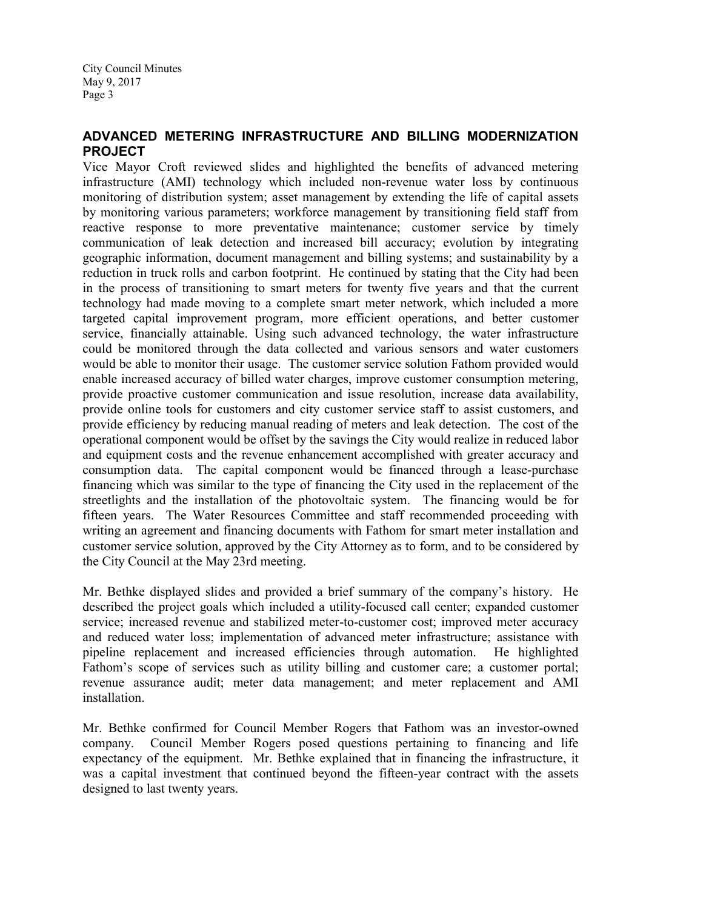## ADVANCED METERING INFRASTRUCTURE AND BILLING MODERNIZATION PROJECT

Vice Mayor Croft reviewed slides and highlighted the benefits of advanced metering infrastructure (AMI) technology which included non-revenue water loss by continuous monitoring of distribution system; asset management by extending the life of capital assets by monitoring various parameters; workforce management by transitioning field staff from reactive response to more preventative maintenance; customer service by timely communication of leak detection and increased bill accuracy; evolution by integrating geographic information, document management and billing systems; and sustainability by a reduction in truck rolls and carbon footprint. He continued by stating that the City had been in the process of transitioning to smart meters for twenty five years and that the current technology had made moving to a complete smart meter network, which included a more targeted capital improvement program, more efficient operations, and better customer service, financially attainable. Using such advanced technology, the water infrastructure could be monitored through the data collected and various sensors and water customers would be able to monitor their usage. The customer service solution Fathom provided would enable increased accuracy of billed water charges, improve customer consumption metering, provide proactive customer communication and issue resolution, increase data availability, provide online tools for customers and city customer service staff to assist customers, and provide efficiency by reducing manual reading of meters and leak detection. The cost of the operational component would be offset by the savings the City would realize in reduced labor and equipment costs and the revenue enhancement accomplished with greater accuracy and consumption data. The capital component would be financed through a lease-purchase financing which was similar to the type of financing the City used in the replacement of the streetlights and the installation of the photovoltaic system. The financing would be for fifteen years. The Water Resources Committee and staff recommended proceeding with writing an agreement and financing documents with Fathom for smart meter installation and customer service solution, approved by the City Attorney as to form, and to be considered by the City Council at the May 23rd meeting.

Mr. Bethke displayed slides and provided a brief summary of the company's history. He described the project goals which included a utility-focused call center; expanded customer service; increased revenue and stabilized meter-to-customer cost; improved meter accuracy and reduced water loss; implementation of advanced meter infrastructure; assistance with pipeline replacement and increased efficiencies through automation. He highlighted Fathom's scope of services such as utility billing and customer care; a customer portal; revenue assurance audit; meter data management; and meter replacement and AMI installation.

Mr. Bethke confirmed for Council Member Rogers that Fathom was an investor-owned company. Council Member Rogers posed questions pertaining to financing and life expectancy of the equipment. Mr. Bethke explained that in financing the infrastructure, it was a capital investment that continued beyond the fifteen-year contract with the assets designed to last twenty years.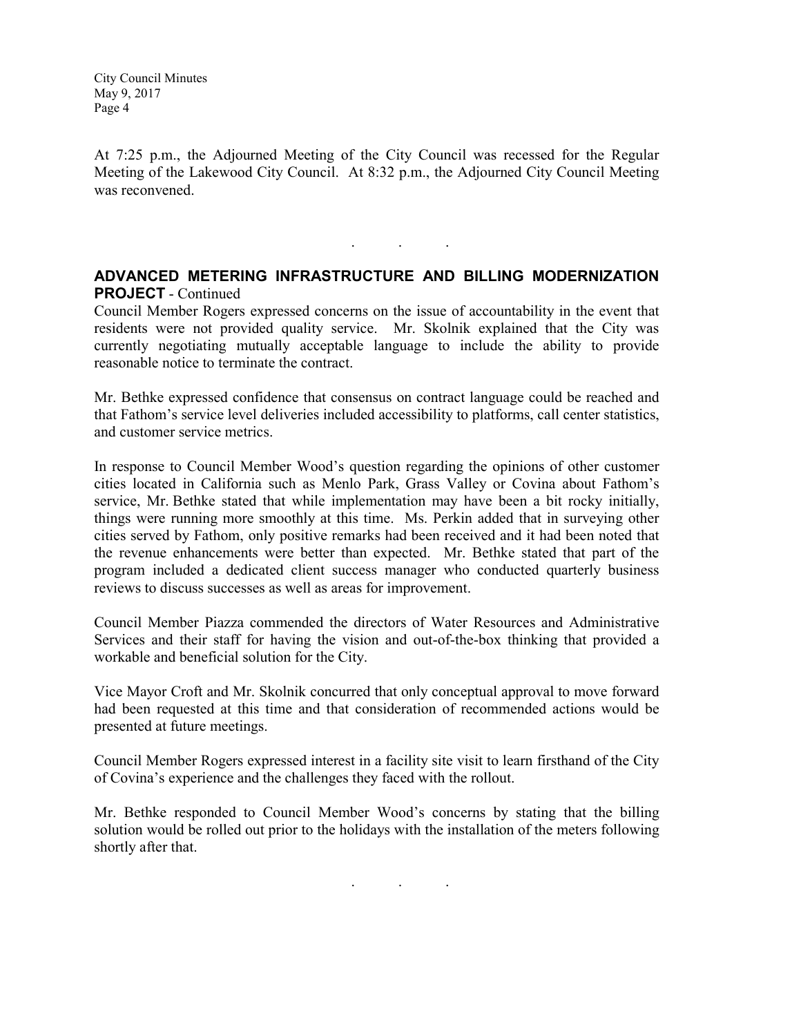At 7:25 p.m., the Adjourned Meeting of the City Council was recessed for the Regular Meeting of the Lakewood City Council. At 8:32 p.m., the Adjourned City Council Meeting was reconvened.

. . .

**ADVANCED METERING INFRASTRUCTURE AND BILLING MODERNIZATION PROJECT** - Continued

Council Member Rogers expressed concerns on the issue of accountability in the event that residents were not provided quality service. Mr. Skolnik explained that the City was currently negotiating mutually acceptable language to include the ability to provide reasonable notice to terminate the contract.

Mr. Bethke expressed confidence that consensus on contract language could be reached and that Fathom's service level deliveries included accessibility to platforms, call center statistics, and customer service metrics.

In response to Council Member Wood's question regarding the opinions of other customer cities located in California such as Menlo Park, Grass Valley or Covina about Fathom's service, Mr. Bethke stated that while implementation may have been a bit rocky initially, things were running more smoothly at this time. Ms. Perkin added that in surveying other cities served by Fathom, only positive remarks had been received and it had been noted that the revenue enhancements were better than expected. Mr. Bethke stated that part of the program included a dedicated client success manager who conducted quarterly business reviews to discuss successes as well as areas for improvement.

Council Member Piazza commended the directors of Water Resources and Administrative Services and their staff for having the vision and out-of-the-box thinking that provided a workable and beneficial solution for the City.

Vice Mayor Croft and Mr. Skolnik concurred that only conceptual approval to move forward had been requested at this time and that consideration of recommended actions would be presented at future meetings.

Council Member Rogers expressed interest in a facility site visit to learn firsthand of the City of Covina's experience and the challenges they faced with the rollout.

Mr. Bethke responded to Council Member Wood's concerns by stating that the billing solution would be rolled out prior to the holidays with the installation of the meters following shortly after that.

. . .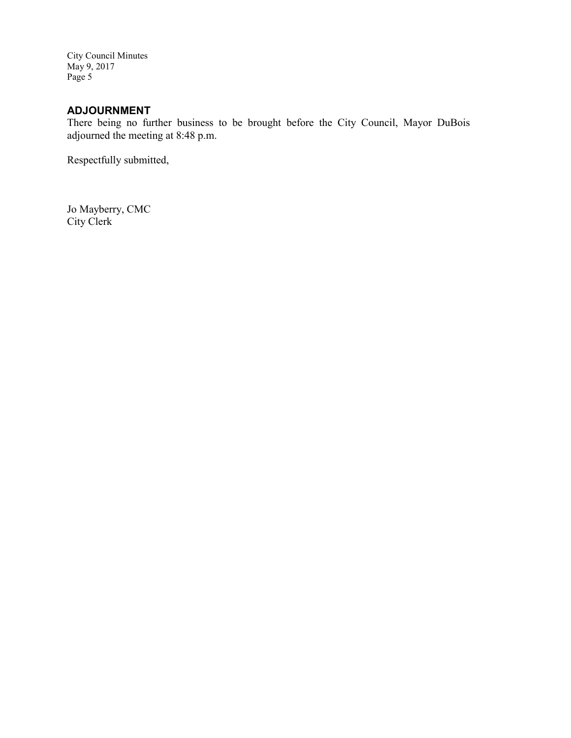## ADJOURNMENT

There being no further business to be brought before the City Council, Mayor DuBois adjourned the meeting at 8:48 p.m.

Respectfully submitted,

Jo Mayberry, CMC
City Clerk